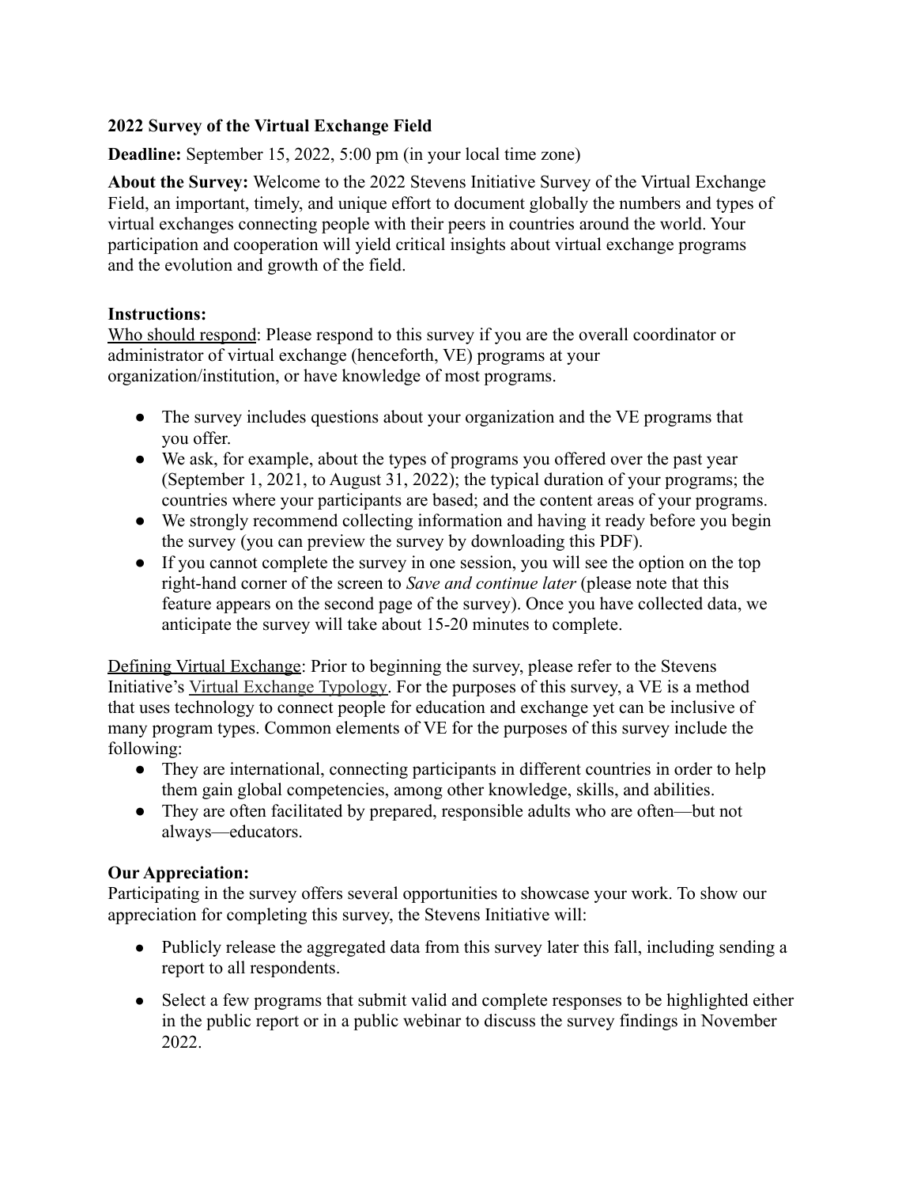**2022 Survey of the Virtual Exchange Field**

**Deadline:** September 15, 2022, 5:00 pm (in your local time zone)

**About the Survey:** Welcome to the 2022 Stevens Initiative Survey of the Virtual Exchange Field, an important, timely, and unique effort to document globally the numbers and types of virtual exchanges connecting people with their peers in countries around the world. Your participation and cooperation will yield critical insights about virtual exchange programs and the evolution and growth of the field.

**Instructions:**

Who should respond: Please respond to this survey if you are the overall coordinator or administrator of virtual exchange (henceforth, VE) programs at your organization/institution, or have knowledge of most programs.

- The survey includes questions about your organization and the VE programs that you offer.
- We ask, for example, about the types of programs you offered over the past year (September 1, 2021, to August 31, 2022); the typical duration of your programs; the countries where your participants are based; and the content areas of your programs.
- We strongly recommend collecting information and having it ready before you begin the survey (you can preview the survey by downloading this PDF).
- If you cannot complete the survey in one session, you will see the option on the top right-hand corner of the screen to *Save and continue later* (please note that this feature appears on the second page of the survey). Once you have collected data, we anticipate the survey will take about 15-20 minutes to complete.

Defining Virtual Exchange: Prior to beginning the survey, please refer to the Stevens Initiative's Virtual Exchange Typology. For the purposes of this survey, a VE is a method that uses technology to connect people for education and exchange yet can be inclusive of many program types. Common elements of VE for the purposes of this survey include the following:

- They are international, connecting participants in different countries in order to help them gain global competencies, among other knowledge, skills, and abilities.
- They are often facilitated by prepared, responsible adults who are often—but not always—educators.

**Our Appreciation:**

Participating in the survey offers several opportunities to showcase your work. To show our appreciation for completing this survey, the Stevens Initiative will:

- Publicly release the aggregated data from this survey later this fall, including sending a report to all respondents.
- Select a few programs that submit valid and complete responses to be highlighted either in the public report or in a public webinar to discuss the survey findings in November 2022.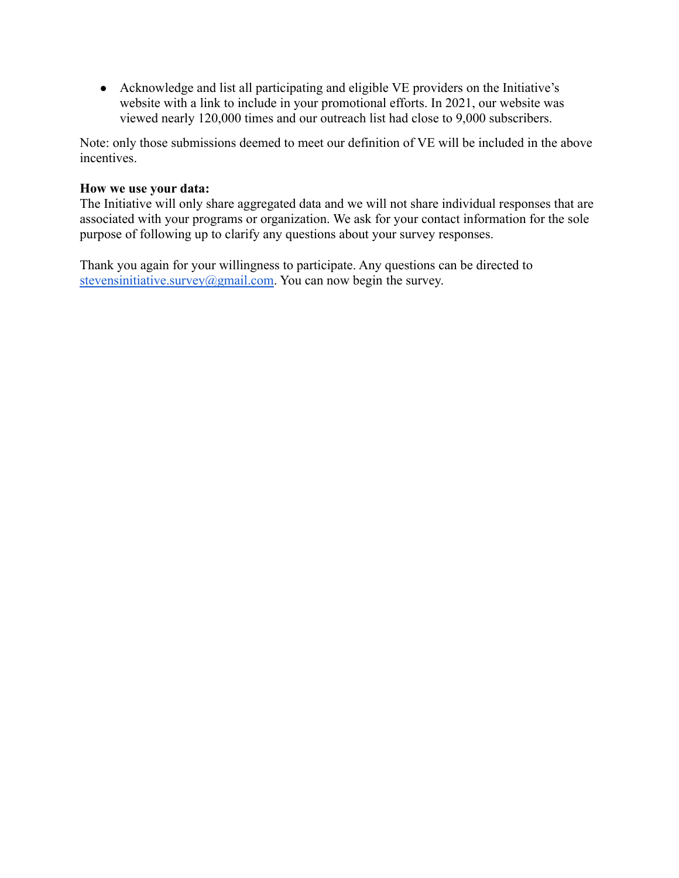- Acknowledge and list all participating and eligible VE providers on the Initiative's website with a link to include in your promotional efforts. In 2021, our website was viewed nearly 120,000 times and our outreach list had close to 9,000 subscribers.

Note: only those submissions deemed to meet our definition of VE will be included in the above incentives.

**How we use your data:**
The Initiative will only share aggregated data and we will not share individual responses that are associated with your programs or organization. We ask for your contact information for the sole purpose of following up to clarify any questions about your survey responses.

Thank you again for your willingness to participate. Any questions can be directed to stevensinitiative.survey@gmail.com. You can now begin the survey.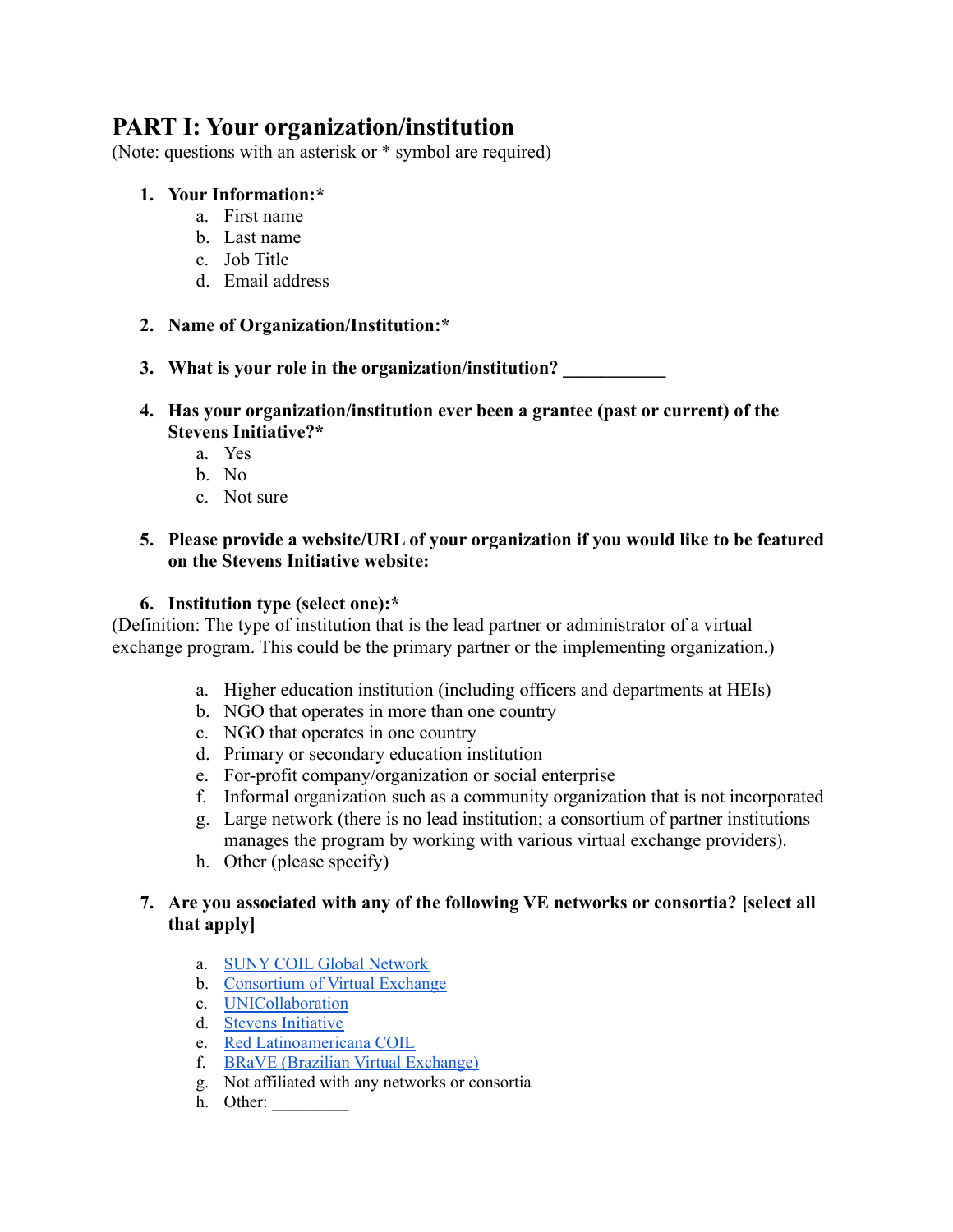# PART I: Your organization/institution

(Note: questions with an asterisk or * symbol are required)

1. **Your Information:***
   a. First name
   b. Last name
   c. Job Title
   d. Email address

2. **Name of Organization/Institution:***

3. **What is your role in the organization/institution? ___________**

4. **Has your organization/institution ever been a grantee (past or current) of the Stevens Initiative?***
   a. Yes
   b. No
   c. Not sure

5. **Please provide a website/URL of your organization if you would like to be featured on the Stevens Initiative website:**

6. **Institution type (select one):***

(Definition: The type of institution that is the lead partner or administrator of a virtual exchange program. This could be the primary partner or the implementing organization.)

   a. Higher education institution (including officers and departments at HEIs)
   b. NGO that operates in more than one country
   c. NGO that operates in one country
   d. Primary or secondary education institution
   e. For-profit company/organization or social enterprise
   f. Informal organization such as a community organization that is not incorporated
   g. Large network (there is no lead institution; a consortium of partner institutions manages the program by working with various virtual exchange providers).
   h. Other (please specify)

7. **Are you associated with any of the following VE networks or consortia? [select all that apply]**

   a. SUNY COIL Global Network
   b. Consortium of Virtual Exchange
   c. UNICollaboration
   d. Stevens Initiative
   e. Red Latinoamericana COIL
   f. BRaVE (Brazilian Virtual Exchange)
   g. Not affiliated with any networks or consortia
   h. Other: _________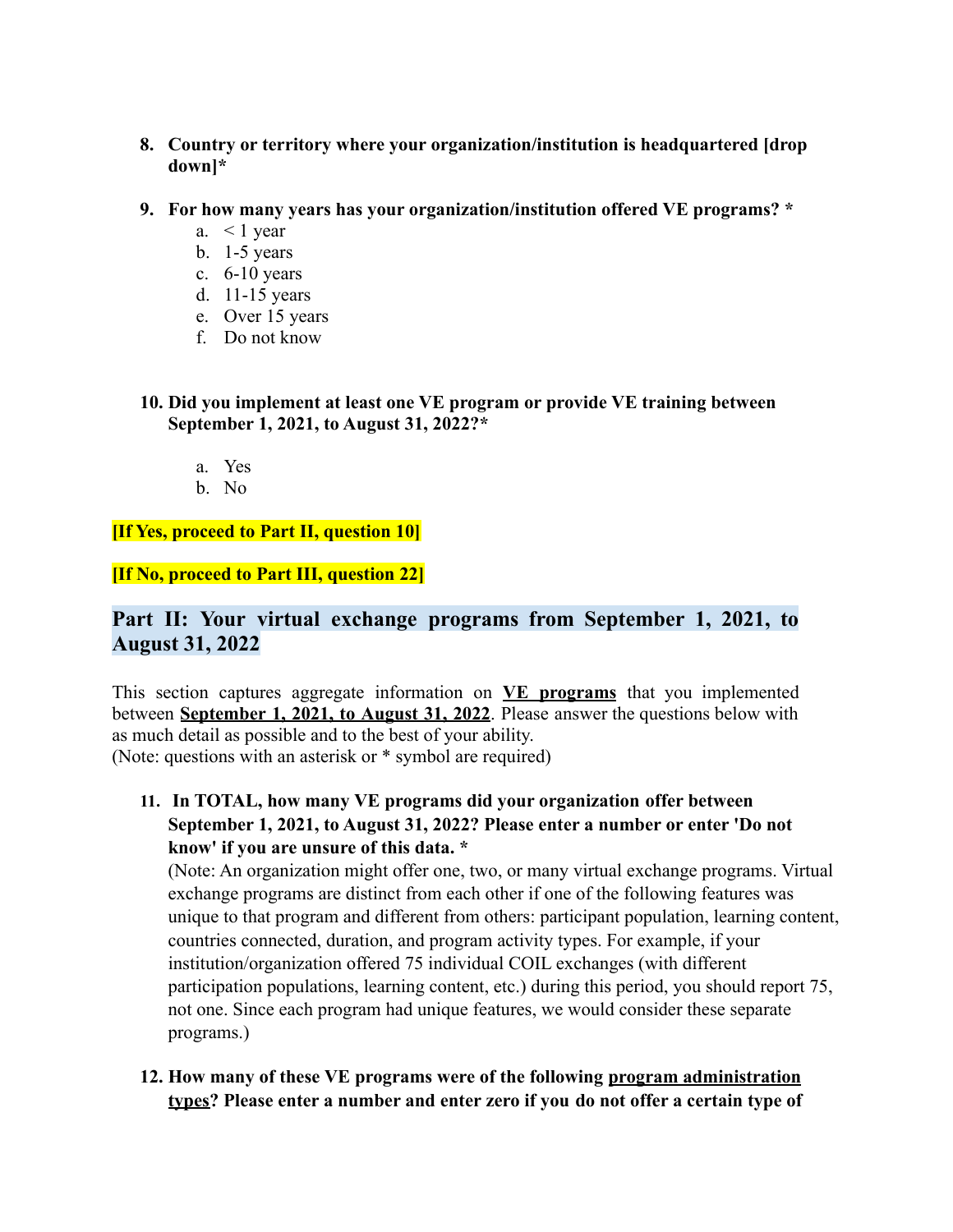8. **Country or territory where your organization/institution is headquartered [drop down]***

9. **For how many years has your organization/institution offered VE programs? ***
   a. < 1 year
   b. 1-5 years
   c. 6-10 years
   d. 11-15 years
   e. Over 15 years
   f. Do not know

10. **Did you implement at least one VE program or provide VE training between September 1, 2021, to August 31, 2022?***

    a. Yes
    b. No

**[If Yes, proceed to Part II, question 10]**

**[If No, proceed to Part III, question 22]**

## Part II: Your virtual exchange programs from September 1, 2021, to August 31, 2022

This section captures aggregate information on **VE programs** that you implemented between **September 1, 2021, to August 31, 2022**. Please answer the questions below with as much detail as possible and to the best of your ability.
(Note: questions with an asterisk or * symbol are required)

11. **In TOTAL, how many VE programs did your organization offer between September 1, 2021, to August 31, 2022? Please enter a number or enter 'Do not know' if you are unsure of this data. ***
    (Note: An organization might offer one, two, or many virtual exchange programs. Virtual exchange programs are distinct from each other if one of the following features was unique to that program and different from others: participant population, learning content, countries connected, duration, and program activity types. For example, if your institution/organization offered 75 individual COIL exchanges (with different participation populations, learning content, etc.) during this period, you should report 75, not one. Since each program had unique features, we would consider these separate programs.)

12. **How many of these VE programs were of the following program administration types? Please enter a number and enter zero if you do not offer a certain type of**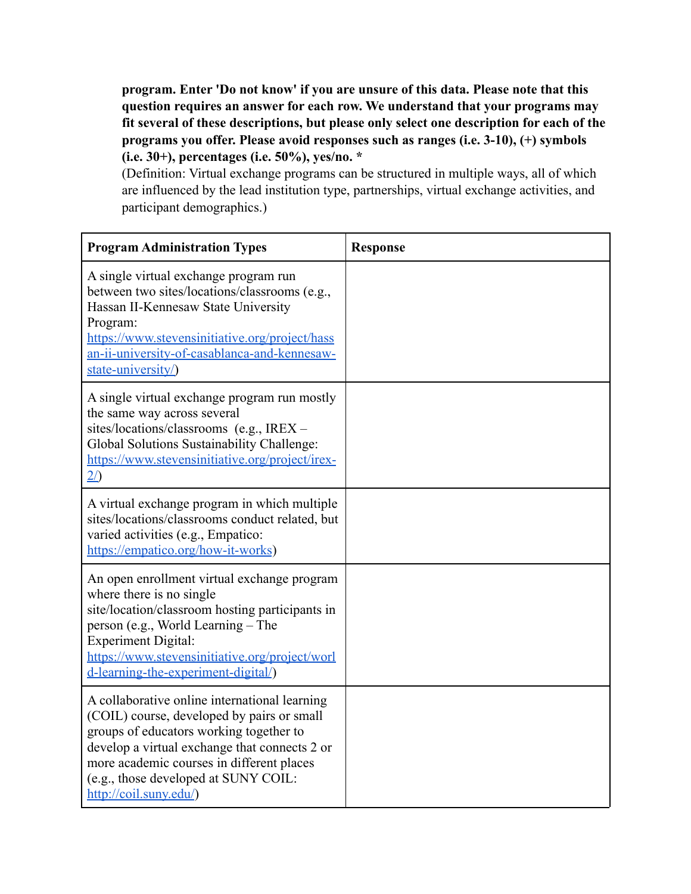**program. Enter 'Do not know' if you are unsure of this data. Please note that this question requires an answer for each row. We understand that your programs may fit several of these descriptions, but please only select one description for each of the programs you offer. Please avoid responses such as ranges (i.e. 3-10), (+) symbols (i.e. 30+), percentages (i.e. 50%), yes/no. ***

(Definition: Virtual exchange programs can be structured in multiple ways, all of which are influenced by the lead institution type, partnerships, virtual exchange activities, and participant demographics.)

| **Program Administration Types** | **Response** |
|---|---|
| A single virtual exchange program run between two sites/locations/classrooms (e.g., Hassan II-Kennesaw State University Program: [https://www.stevensinitiative.org/project/hassan-ii-university-of-casablanca-and-kennesaw-state-university/](https://www.stevensinitiative.org/project/hassan-ii-university-of-casablanca-and-kennesaw-state-university/)) | |
| A single virtual exchange program run mostly the same way across several sites/locations/classrooms (e.g., IREX – Global Solutions Sustainability Challenge: [https://www.stevensinitiative.org/project/irex-2/](https://www.stevensinitiative.org/project/irex-2/)) | |
| A virtual exchange program in which multiple sites/locations/classrooms conduct related, but varied activities (e.g., Empatico: [https://empatico.org/how-it-works](https://empatico.org/how-it-works)) | |
| An open enrollment virtual exchange program where there is no single site/location/classroom hosting participants in person (e.g., World Learning – The Experiment Digital: [https://www.stevensinitiative.org/project/world-learning-the-experiment-digital/](https://www.stevensinitiative.org/project/world-learning-the-experiment-digital/)) | |
| A collaborative online international learning (COIL) course, developed by pairs or small groups of educators working together to develop a virtual exchange that connects 2 or more academic courses in different places (e.g., those developed at SUNY COIL: [http://coil.suny.edu/](http://coil.suny.edu/)) | |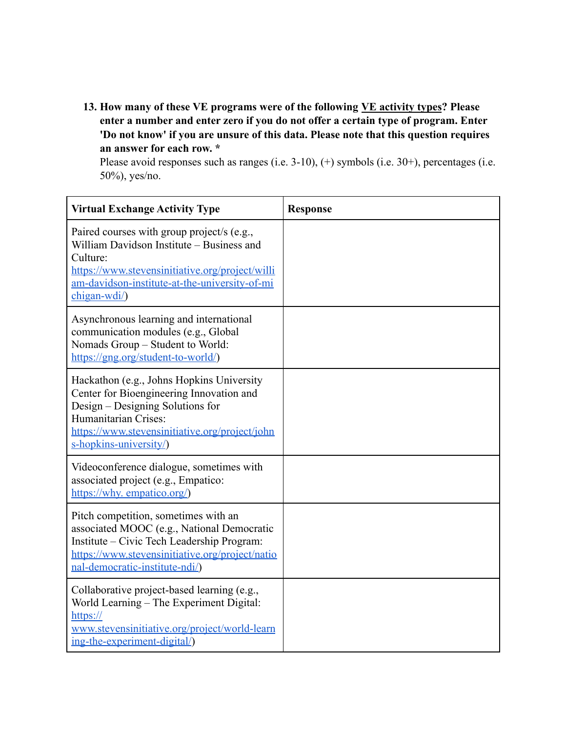13. **How many of these VE programs were of the following VE activity types? Please enter a number and enter zero if you do not offer a certain type of program. Enter 'Do not know' if you are unsure of this data. Please note that this question requires an answer for each row. ***
    Please avoid responses such as ranges (i.e. 3-10), (+) symbols (i.e. 30+), percentages (i.e. 50%), yes/no.

| Virtual Exchange Activity Type | Response |
|---|---|
| Paired courses with group project/s (e.g., William Davidson Institute – Business and Culture: https://www.stevensinitiative.org/project/william-davidson-institute-at-the-university-of-michigan-wdi/) | |
| Asynchronous learning and international communication modules (e.g., Global Nomads Group – Student to World: https://gng.org/student-to-world/) | |
| Hackathon (e.g., Johns Hopkins University Center for Bioengineering Innovation and Design – Designing Solutions for Humanitarian Crises: https://www.stevensinitiative.org/project/johns-hopkins-university/) | |
| Videoconference dialogue, sometimes with associated project (e.g., Empatico: https://why. empatico.org/) | |
| Pitch competition, sometimes with an associated MOOC (e.g., National Democratic Institute – Civic Tech Leadership Program: https://www.stevensinitiative.org/project/national-democratic-institute-ndi/) | |
| Collaborative project-based learning (e.g., World Learning – The Experiment Digital: https:// www.stevensinitiative.org/project/world-learning-the-experiment-digital/) | |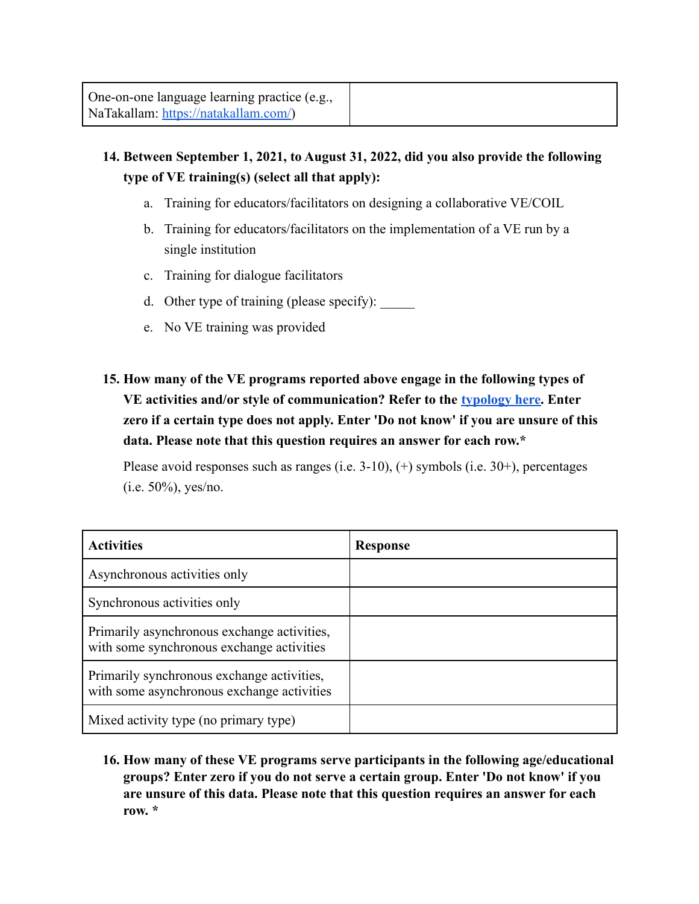| One-on-one language learning practice (e.g., NaTakallam: [https://natakallam.com/](https://natakallam.com/)) | |
|---|---|

**14. Between September 1, 2021, to August 31, 2022, did you also provide the following type of VE training(s) (select all that apply):**

a. Training for educators/facilitators on designing a collaborative VE/COIL

b. Training for educators/facilitators on the implementation of a VE run by a single institution

c. Training for dialogue facilitators

d. Other type of training (please specify): _____

e. No VE training was provided

**15. How many of the VE programs reported above engage in the following types of VE activities and/or style of communication? Refer to the [typology here](). Enter zero if a certain type does not apply. Enter 'Do not know' if you are unsure of this data. Please note that this question requires an answer for each row.***

Please avoid responses such as ranges (i.e. 3-10), (+) symbols (i.e. 30+), percentages (i.e. 50%), yes/no.

| Activities | Response |
|---|---|
| Asynchronous activities only | |
| Synchronous activities only | |
| Primarily asynchronous exchange activities, with some synchronous exchange activities | |
| Primarily synchronous exchange activities, with some asynchronous exchange activities | |
| Mixed activity type (no primary type) | |

**16. How many of these VE programs serve participants in the following age/educational groups? Enter zero if you do not serve a certain group. Enter 'Do not know' if you are unsure of this data. Please note that this question requires an answer for each row. ***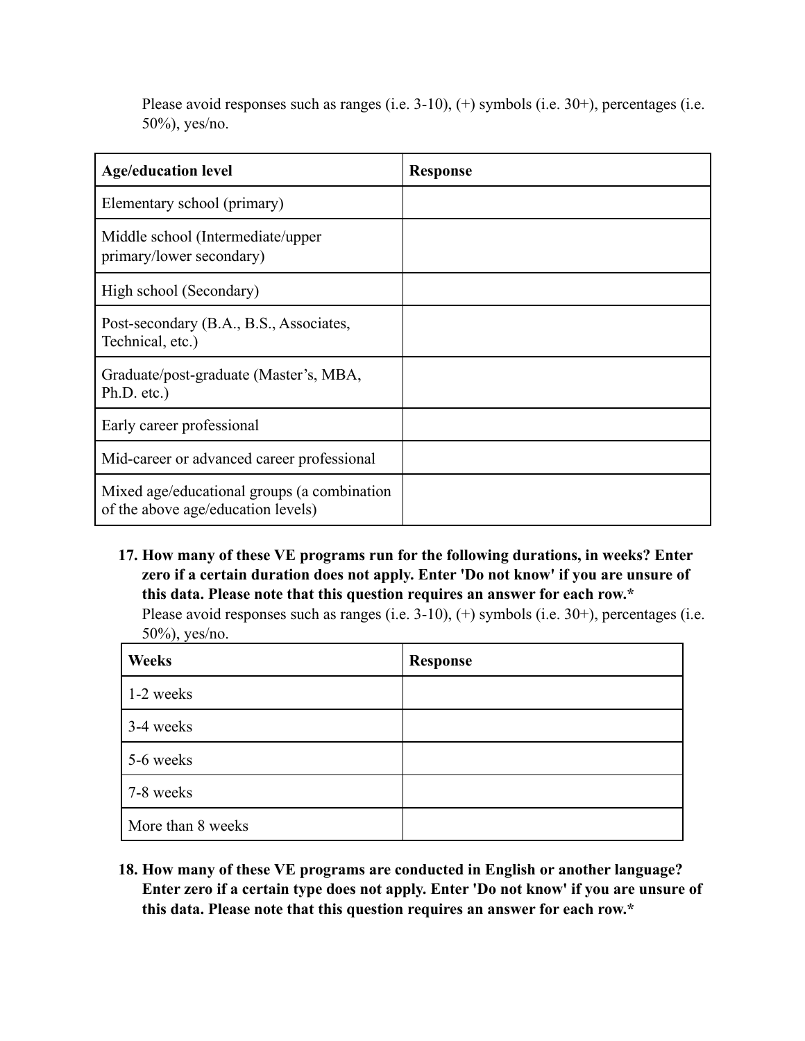Please avoid responses such as ranges (i.e. 3-10), (+) symbols (i.e. 30+), percentages (i.e. 50%), yes/no.

| Age/education level | Response |
| --- | --- |
| Elementary school (primary) | |
| Middle school (Intermediate/upper primary/lower secondary) | |
| High school (Secondary) | |
| Post-secondary (B.A., B.S., Associates, Technical, etc.) | |
| Graduate/post-graduate (Master's, MBA, Ph.D. etc.) | |
| Early career professional | |
| Mid-career or advanced career professional | |
| Mixed age/educational groups (a combination of the above age/education levels) | |

17. **How many of these VE programs run for the following durations, in weeks? Enter zero if a certain duration does not apply. Enter 'Do not know' if you are unsure of this data. Please note that this question requires an answer for each row.***
    Please avoid responses such as ranges (i.e. 3-10), (+) symbols (i.e. 30+), percentages (i.e. 50%), yes/no.

| Weeks | Response |
| --- | --- |
| 1-2 weeks | |
| 3-4 weeks | |
| 5-6 weeks | |
| 7-8 weeks | |
| More than 8 weeks | |

18. **How many of these VE programs are conducted in English or another language? Enter zero if a certain type does not apply. Enter 'Do not know' if you are unsure of this data. Please note that this question requires an answer for each row.***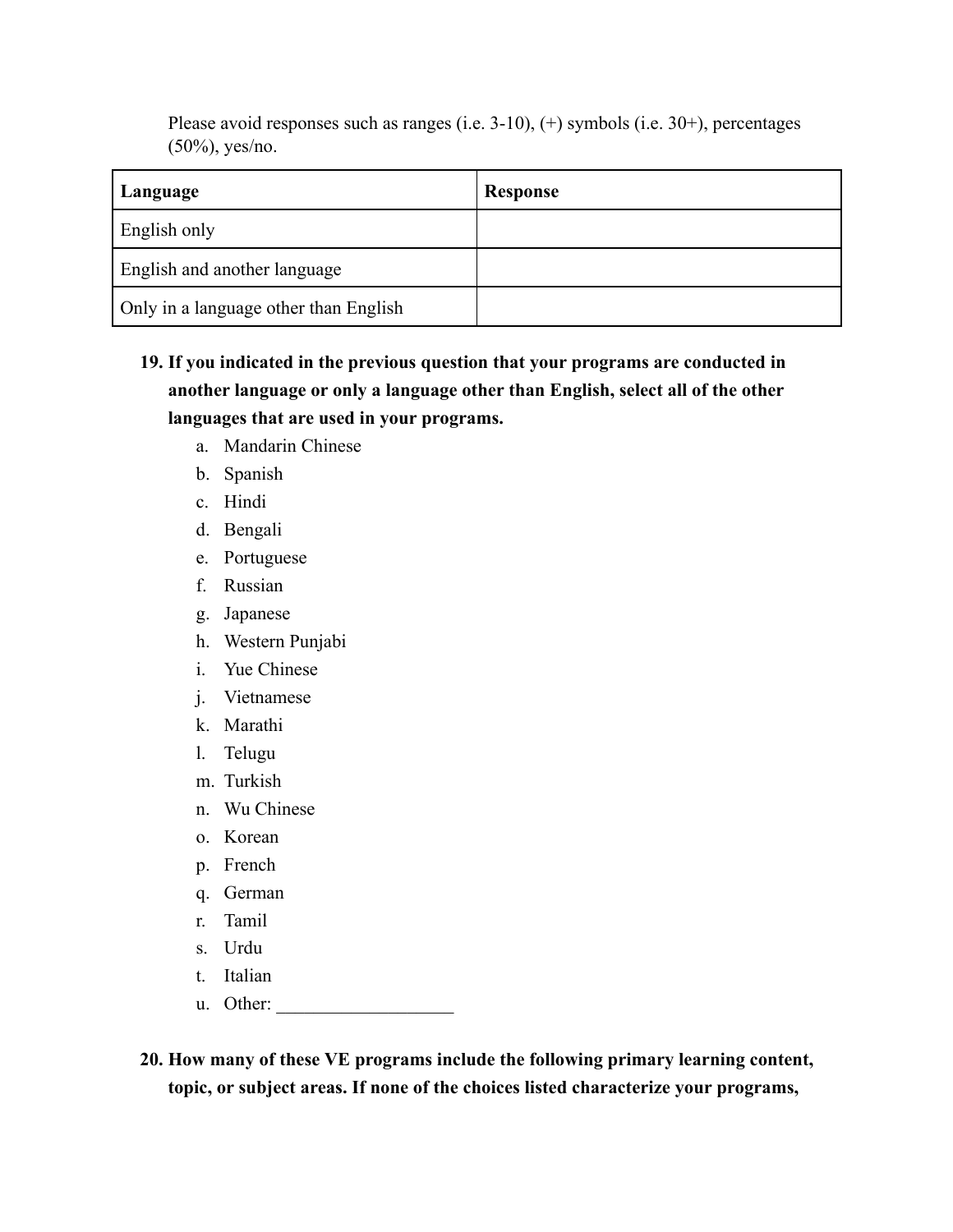Please avoid responses such as ranges (i.e. 3-10), (+) symbols (i.e. 30+), percentages (50%), yes/no.

| Language | Response |
|---|---|
| English only | |
| English and another language | |
| Only in a language other than English | |

19. **If you indicated in the previous question that your programs are conducted in another language or only a language other than English, select all of the other languages that are used in your programs.**
    a. Mandarin Chinese
    b. Spanish
    c. Hindi
    d. Bengali
    e. Portuguese
    f. Russian
    g. Japanese
    h. Western Punjabi
    i. Yue Chinese
    j. Vietnamese
    k. Marathi
    l. Telugu
    m. Turkish
    n. Wu Chinese
    o. Korean
    p. French
    q. German
    r. Tamil
    s. Urdu
    t. Italian
    u. Other: ___________________

20. **How many of these VE programs include the following primary learning content, topic, or subject areas. If none of the choices listed characterize your programs,**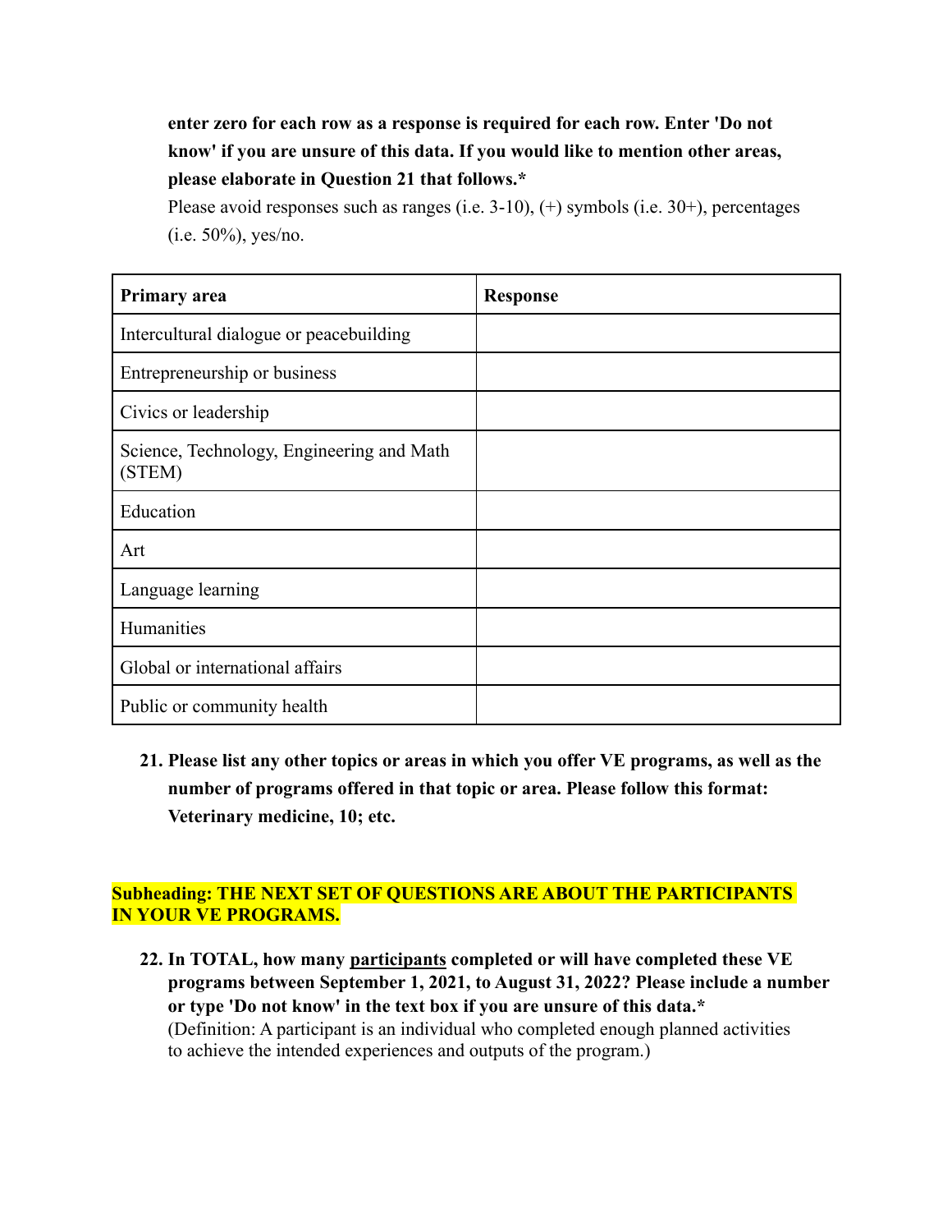**enter zero for each row as a response is required for each row. Enter 'Do not know' if you are unsure of this data. If you would like to mention other areas, please elaborate in Question 21 that follows.***

Please avoid responses such as ranges (i.e. 3-10), (+) symbols (i.e. 30+), percentages (i.e. 50%), yes/no.

| Primary area | Response |
|---|---|
| Intercultural dialogue or peacebuilding | |
| Entrepreneurship or business | |
| Civics or leadership | |
| Science, Technology, Engineering and Math (STEM) | |
| Education | |
| Art | |
| Language learning | |
| Humanities | |
| Global or international affairs | |
| Public or community health | |

21. **Please list any other topics or areas in which you offer VE programs, as well as the number of programs offered in that topic or area. Please follow this format: Veterinary medicine, 10; etc.**

**Subheading: THE NEXT SET OF QUESTIONS ARE ABOUT THE PARTICIPANTS IN YOUR VE PROGRAMS.**

22. **In TOTAL, how many participants completed or will have completed these VE programs between September 1, 2021, to August 31, 2022? Please include a number or type 'Do not know' in the text box if you are unsure of this data.***
(Definition: A participant is an individual who completed enough planned activities to achieve the intended experiences and outputs of the program.)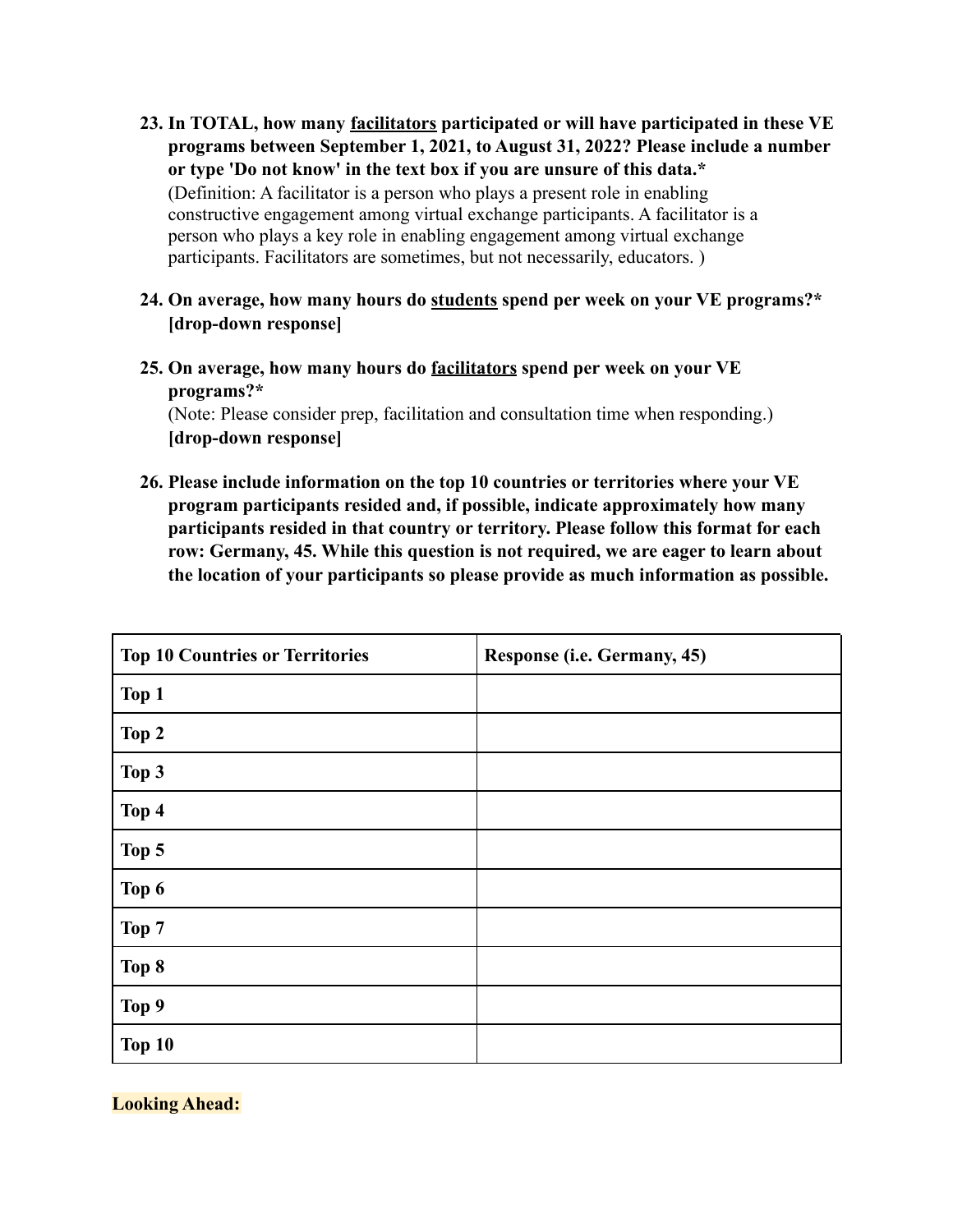23. **In TOTAL, how many <u>facilitators</u> participated or will have participated in these VE programs between September 1, 2021, to August 31, 2022? Please include a number or type 'Do not know' in the text box if you are unsure of this data.***
    (Definition: A facilitator is a person who plays a present role in enabling constructive engagement among virtual exchange participants. A facilitator is a person who plays a key role in enabling engagement among virtual exchange participants. Facilitators are sometimes, but not necessarily, educators. )

24. **On average, how many hours do <u>students</u> spend per week on your VE programs?* [drop-down response]**

25. **On average, how many hours do <u>facilitators</u> spend per week on your VE programs?***
    (Note: Please consider prep, facilitation and consultation time when responding.)
    **[drop-down response]**

26. **Please include information on the top 10 countries or territories where your VE program participants resided and, if possible, indicate approximately how many participants resided in that country or territory. Please follow this format for each row: Germany, 45. While this question is not required, we are eager to learn about the location of your participants so please provide as much information as possible.**

| **Top 10 Countries or Territories** | **Response (i.e. Germany, 45)** |
|---|---|
| **Top 1** | |
| **Top 2** | |
| **Top 3** | |
| **Top 4** | |
| **Top 5** | |
| **Top 6** | |
| **Top 7** | |
| **Top 8** | |
| **Top 9** | |
| **Top 10** | |

**Looking Ahead:**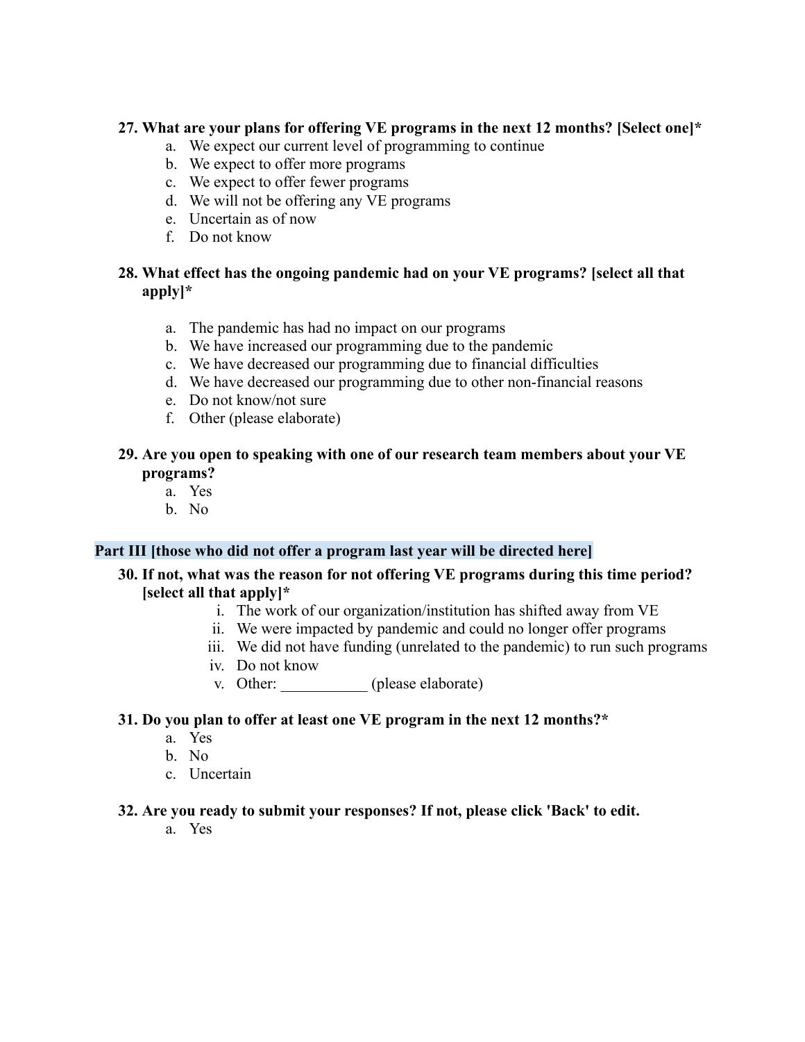**27. What are your plans for offering VE programs in the next 12 months? [Select one]***

a. We expect our current level of programming to continue
b. We expect to offer more programs
c. We expect to offer fewer programs
d. We will not be offering any VE programs
e. Uncertain as of now
f. Do not know

**28. What effect has the ongoing pandemic had on your VE programs? [select all that apply]***

a. The pandemic has had no impact on our programs
b. We have increased our programming due to the pandemic
c. We have decreased our programming due to financial difficulties
d. We have decreased our programming due to other non-financial reasons
e. Do not know/not sure
f. Other (please elaborate)

**29. Are you open to speaking with one of our research team members about your VE programs?**

a. Yes
b. No

**Part III [those who did not offer a program last year will be directed here]**

**30. If not, what was the reason for not offering VE programs during this time period? [select all that apply]***

i. The work of our organization/institution has shifted away from VE
ii. We were impacted by pandemic and could no longer offer programs
iii. We did not have funding (unrelated to the pandemic) to run such programs
iv. Do not know
v. Other: ___________ (please elaborate)

**31. Do you plan to offer at least one VE program in the next 12 months?***

a. Yes
b. No
c. Uncertain

**32. Are you ready to submit your responses? If not, please click 'Back' to edit.**

a. Yes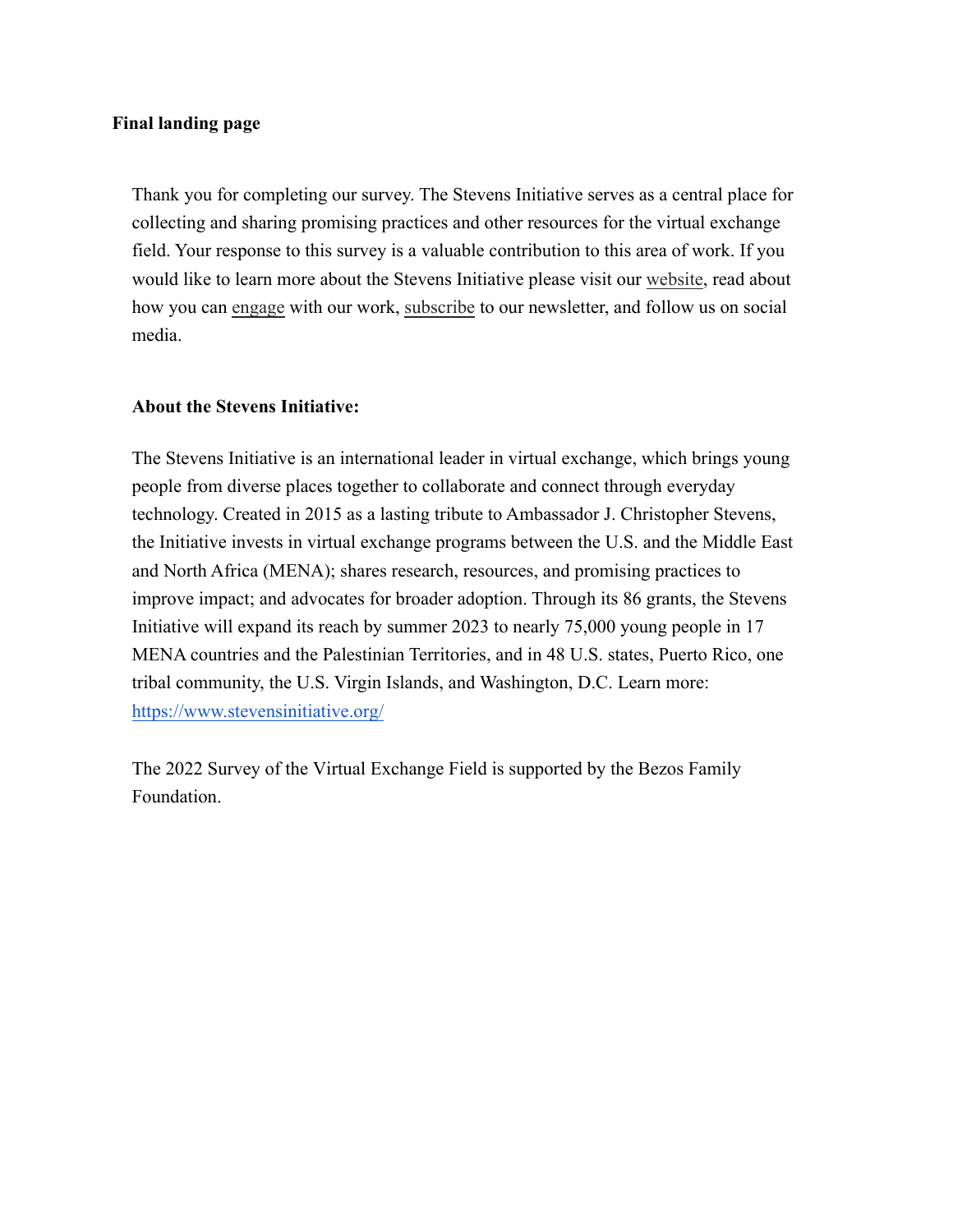**Final landing page**

Thank you for completing our survey. The Stevens Initiative serves as a central place for collecting and sharing promising practices and other resources for the virtual exchange field. Your response to this survey is a valuable contribution to this area of work. If you would like to learn more about the Stevens Initiative please visit our website, read about how you can engage with our work, subscribe to our newsletter, and follow us on social media.

**About the Stevens Initiative:**

The Stevens Initiative is an international leader in virtual exchange, which brings young people from diverse places together to collaborate and connect through everyday technology. Created in 2015 as a lasting tribute to Ambassador J. Christopher Stevens, the Initiative invests in virtual exchange programs between the U.S. and the Middle East and North Africa (MENA); shares research, resources, and promising practices to improve impact; and advocates for broader adoption. Through its 86 grants, the Stevens Initiative will expand its reach by summer 2023 to nearly 75,000 young people in 17 MENA countries and the Palestinian Territories, and in 48 U.S. states, Puerto Rico, one tribal community, the U.S. Virgin Islands, and Washington, D.C. Learn more: https://www.stevensinitiative.org/

The 2022 Survey of the Virtual Exchange Field is supported by the Bezos Family Foundation.